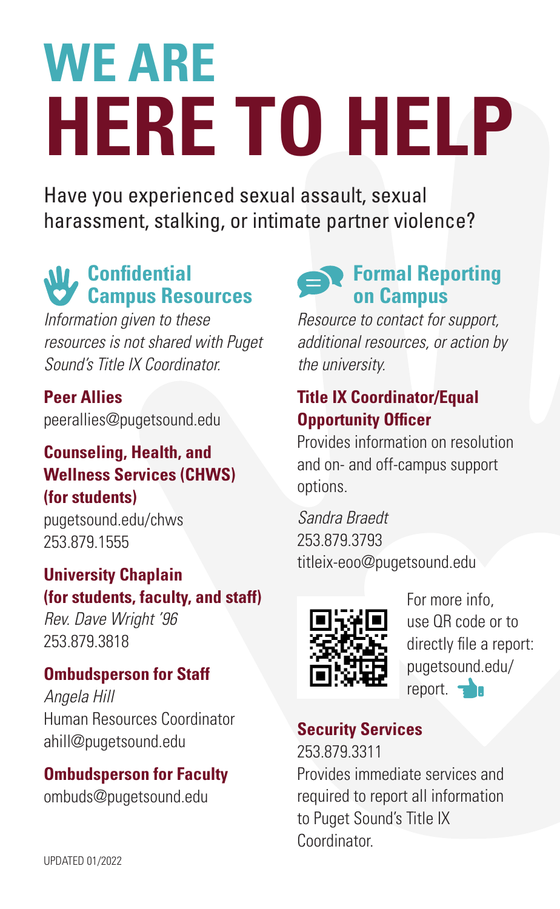# WE ARE HERE TO HELP

Have you experienced sexual assault, sexual harassment, stalking, or intimate partner violence?

## Confidential Campus Resources

*Information given to these resources is not shared with Puget Sound's Title IX Coordinator.*

**Peer Allies**
peerallies@pugetsound.edu

**Counseling, Health, and Wellness Services (CHWS) (for students)**
pugetsound.edu/chws
253.879.1555

**University Chaplain (for students, faculty, and staff)**
*Rev. Dave Wright '96*
253.879.3818

**Ombudsperson for Staff**
*Angela Hill*
Human Resources Coordinator
ahill@pugetsound.edu

**Ombudsperson for Faculty**
ombuds@pugetsound.edu

## Formal Reporting on Campus

*Resource to contact for support, additional resources, or action by the university.*

**Title IX Coordinator/Equal Opportunity Officer**
Provides information on resolution and on- and off-campus support options.

*Sandra Braedt*
253.879.3793
titleix-eoo@pugetsound.edu

For more info, use QR code or to directly file a report: pugetsound.edu/report.

**Security Services**
253.879.3311
Provides immediate services and required to report all information to Puget Sound's Title IX Coordinator.

UPDATED 01/2022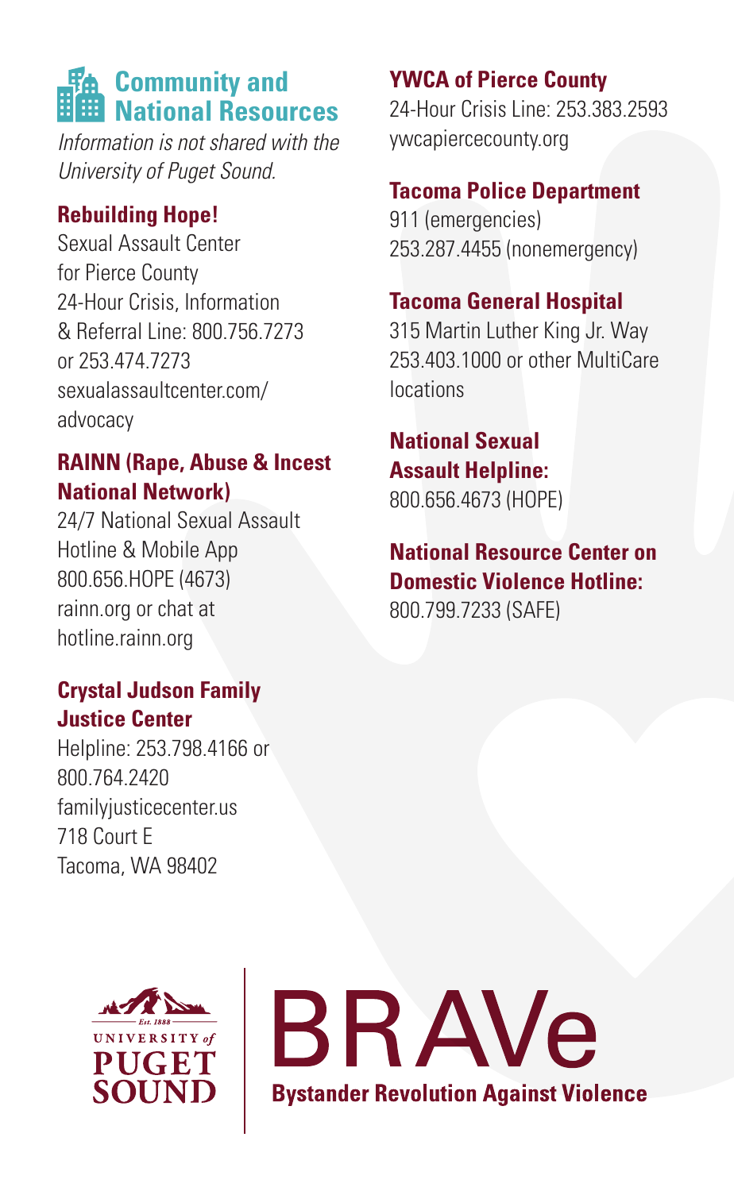## Community and National Resources

*Information is not shared with the University of Puget Sound.*

**Rebuilding Hope!**
Sexual Assault Center for Pierce County
24-Hour Crisis, Information & Referral Line: 800.756.7273 or 253.474.7273
sexualassaultcenter.com/advocacy

**RAINN (Rape, Abuse & Incest National Network)**
24/7 National Sexual Assault Hotline & Mobile App
800.656.HOPE (4673)
rainn.org or chat at hotline.rainn.org

**Crystal Judson Family Justice Center**
Helpline: 253.798.4166 or 800.764.2420
familyjusticecenter.us
718 Court E
Tacoma, WA 98402

**YWCA of Pierce County**
24-Hour Crisis Line: 253.383.2593
ywcapiercecounty.org

**Tacoma Police Department**
911 (emergencies)
253.287.4455 (nonemergency)

**Tacoma General Hospital**
315 Martin Luther King Jr. Way
253.403.1000 or other MultiCare locations

**National Sexual Assault Helpline:**
800.656.4673 (HOPE)

**National Resource Center on Domestic Violence Hotline:**
800.799.7233 (SAFE)

Est. 1888
UNIVERSITY of PUGET SOUND

BRAVe
**Bystander Revolution Against Violence**